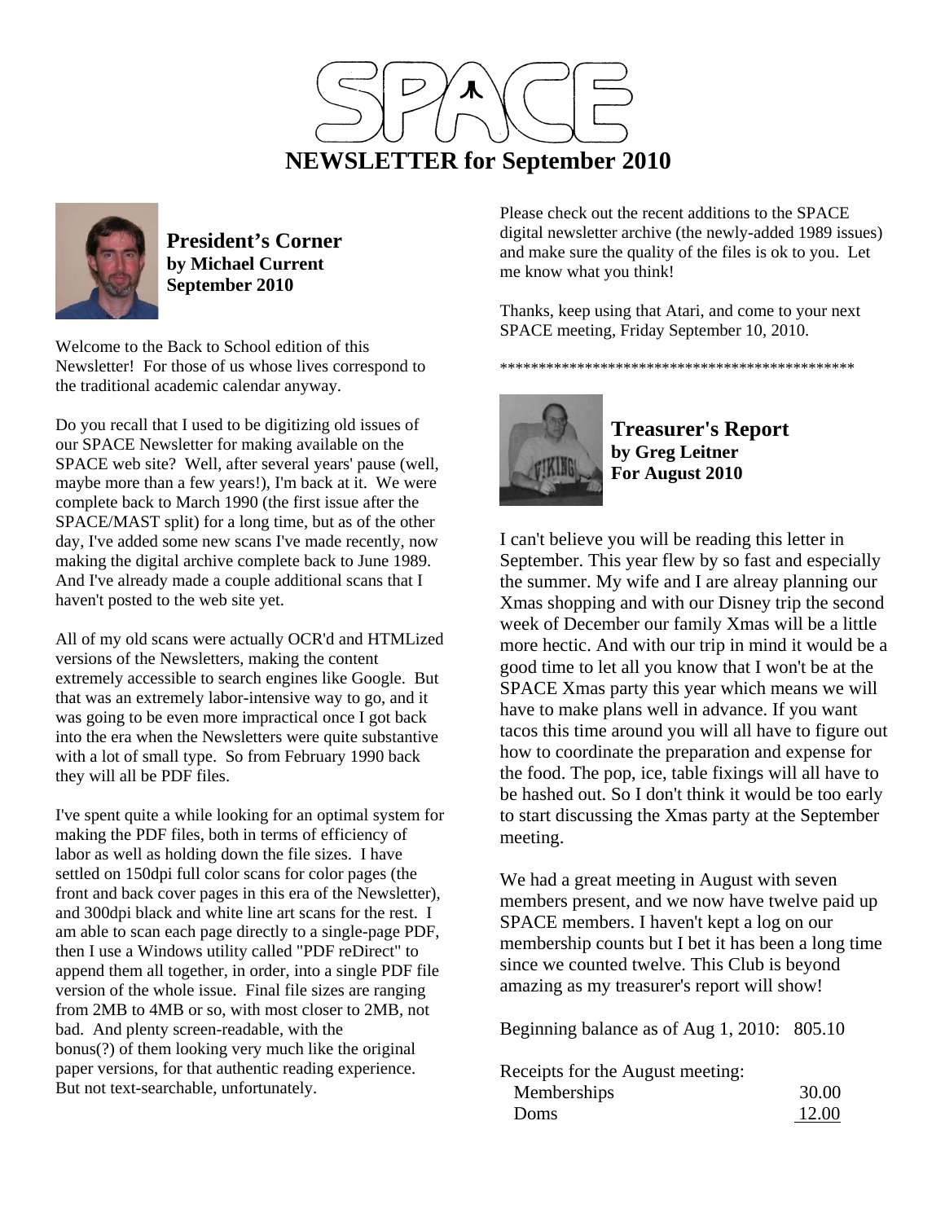# SPACE

# NEWSLETTER for September 2010

## President's Corner
**by Michael Current**
**September 2010**

Welcome to the Back to School edition of this Newsletter! For those of us whose lives correspond to the traditional academic calendar anyway.

Do you recall that I used to be digitizing old issues of our SPACE Newsletter for making available on the SPACE web site? Well, after several years' pause (well, maybe more than a few years!), I'm back at it. We were complete back to March 1990 (the first issue after the SPACE/MAST split) for a long time, but as of the other day, I've added some new scans I've made recently, now making the digital archive complete back to June 1989. And I've already made a couple additional scans that I haven't posted to the web site yet.

All of my old scans were actually OCR'd and HTMLized versions of the Newsletters, making the content extremely accessible to search engines like Google. But that was an extremely labor-intensive way to go, and it was going to be even more impractical once I got back into the era when the Newsletters were quite substantive with a lot of small type. So from February 1990 back they will all be PDF files.

I've spent quite a while looking for an optimal system for making the PDF files, both in terms of efficiency of labor as well as holding down the file sizes. I have settled on 150dpi full color scans for color pages (the front and back cover pages in this era of the Newsletter), and 300dpi black and white line art scans for the rest. I am able to scan each page directly to a single-page PDF, then I use a Windows utility called "PDF reDirect" to append them all together, in order, into a single PDF file version of the whole issue. Final file sizes are ranging from 2MB to 4MB or so, with most closer to 2MB, not bad. And plenty screen-readable, with the bonus(?) of them looking very much like the original paper versions, for that authentic reading experience. But not text-searchable, unfortunately.

Please check out the recent additions to the SPACE digital newsletter archive (the newly-added 1989 issues) and make sure the quality of the files is ok to you. Let me know what you think!

Thanks, keep using that Atari, and come to your next SPACE meeting, Friday September 10, 2010.

\*\*\*\*\*\*\*\*\*\*\*\*\*\*\*\*\*\*\*\*\*\*\*\*\*\*\*\*\*\*\*\*\*\*\*\*\*\*\*\*\*\*\*\*\*\*\*

## Treasurer's Report
**by Greg Leitner**
**For August 2010**

I can't believe you will be reading this letter in September. This year flew by so fast and especially the summer. My wife and I are alreay planning our Xmas shopping and with our Disney trip the second week of December our family Xmas will be a little more hectic. And with our trip in mind it would be a good time to let all you know that I won't be at the SPACE Xmas party this year which means we will have to make plans well in advance. If you want tacos this time around you will all have to figure out how to coordinate the preparation and expense for the food. The pop, ice, table fixings will all have to be hashed out. So I don't think it would be too early to start discussing the Xmas party at the September meeting.

We had a great meeting in August with seven members present, and we now have twelve paid up SPACE members. I haven't kept a log on our membership counts but I bet it has been a long time since we counted twelve. This Club is beyond amazing as my treasurer's report will show!

Beginning balance as of Aug 1, 2010: 805.10

Receipts for the August meeting:

| | |
|---|---|
| Memberships | 30.00 |
| Doms | 12.00 |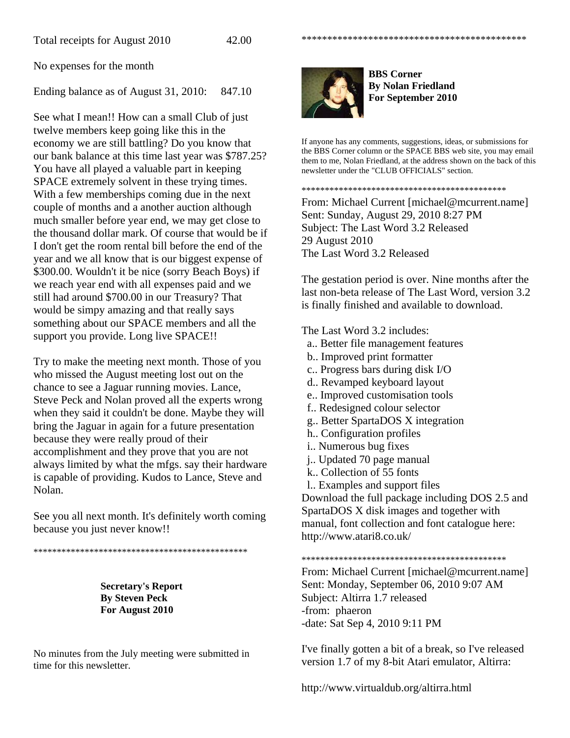Total receipts for August 2010 42.00

No expenses for the month

Ending balance as of August 31, 2010: 847.10

See what I mean!! How can a small Club of just twelve members keep going like this in the economy we are still battling? Do you know that our bank balance at this time last year was $787.25? You have all played a valuable part in keeping SPACE extremely solvent in these trying times. With a few memberships coming due in the next couple of months and a another auction although much smaller before year end, we may get close to the thousand dollar mark. Of course that would be if I don't get the room rental bill before the end of the year and we all know that is our biggest expense of $300.00. Wouldn't it be nice (sorry Beach Boys) if we reach year end with all expenses paid and we still had around $700.00 in our Treasury? That would be simpy amazing and that really says something about our SPACE members and all the support you provide. Long live SPACE!!

Try to make the meeting next month. Those of you who missed the August meeting lost out on the chance to see a Jaguar running movies. Lance, Steve Peck and Nolan proved all the experts wrong when they said it couldn't be done. Maybe they will bring the Jaguar in again for a future presentation because they were really proud of their accomplishment and they prove that you are not always limited by what the mfgs. say their hardware is capable of providing. Kudos to Lance, Steve and Nolan.

See you all next month. It's definitely worth coming because you just never know!!

*********************************************

**Secretary's Report**
**By Steven Peck**
**For August 2010**

No minutes from the July meeting were submitted in time for this newsletter.

*********************************************

**BBS Corner**
**By Nolan Friedland**
**For September 2010**

If anyone has any comments, suggestions, ideas, or submissions for the BBS Corner column or the SPACE BBS web site, you may email them to me, Nolan Friedland, at the address shown on the back of this newsletter under the "CLUB OFFICIALS" section.

*********************************************

From: Michael Current [michael@mcurrent.name]
Sent: Sunday, August 29, 2010 8:27 PM
Subject: The Last Word 3.2 Released
29 August 2010
The Last Word 3.2 Released

The gestation period is over. Nine months after the last non-beta release of The Last Word, version 3.2 is finally finished and available to download.

The Last Word 3.2 includes:

a.. Better file management features
b.. Improved print formatter
c.. Progress bars during disk I/O
d.. Revamped keyboard layout
e.. Improved customisation tools
f.. Redesigned colour selector
g.. Better SpartaDOS X integration
h.. Configuration profiles
i.. Numerous bug fixes
j.. Updated 70 page manual
k.. Collection of 55 fonts
l.. Examples and support files

Download the full package including DOS 2.5 and SpartaDOS X disk images and together with manual, font collection and font catalogue here:
http://www.atari8.co.uk/

*********************************************

From: Michael Current [michael@mcurrent.name]
Sent: Monday, September 06, 2010 9:07 AM
Subject: Altirra 1.7 released
-from: phaeron
-date: Sat Sep 4, 2010 9:11 PM

I've finally gotten a bit of a break, so I've released version 1.7 of my 8-bit Atari emulator, Altirra:

http://www.virtualdub.org/altirra.html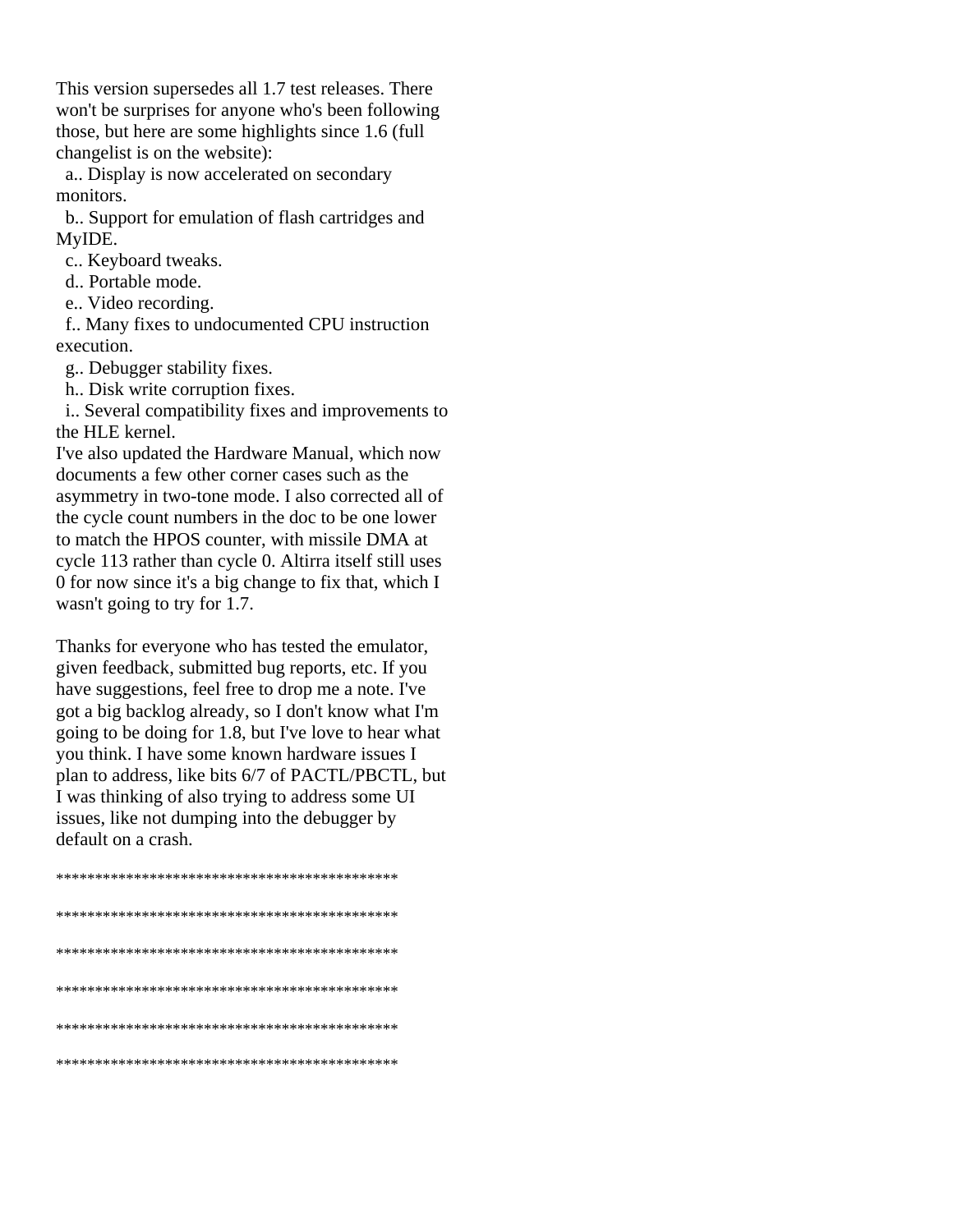This version supersedes all 1.7 test releases. There won't be surprises for anyone who's been following those, but here are some highlights since 1.6 (full changelist is on the website):

a.. Display is now accelerated on secondary monitors.

b.. Support for emulation of flash cartridges and MyIDE.

c.. Keyboard tweaks.

d.. Portable mode.

e.. Video recording.

f.. Many fixes to undocumented CPU instruction execution.

g.. Debugger stability fixes.

h.. Disk write corruption fixes.

i.. Several compatibility fixes and improvements to the HLE kernel.

I've also updated the Hardware Manual, which now documents a few other corner cases such as the asymmetry in two-tone mode. I also corrected all of the cycle count numbers in the doc to be one lower to match the HPOS counter, with missile DMA at cycle 113 rather than cycle 0. Altirra itself still uses 0 for now since it's a big change to fix that, which I wasn't going to try for 1.7.

Thanks for everyone who has tested the emulator, given feedback, submitted bug reports, etc. If you have suggestions, feel free to drop me a note. I've got a big backlog already, so I don't know what I'm going to be doing for 1.8, but I've love to hear what you think. I have some known hardware issues I plan to address, like bits 6/7 of PACTL/PBCTL, but I was thinking of also trying to address some UI issues, like not dumping into the debugger by default on a crash.

********************************************

********************************************

********************************************

********************************************

********************************************

********************************************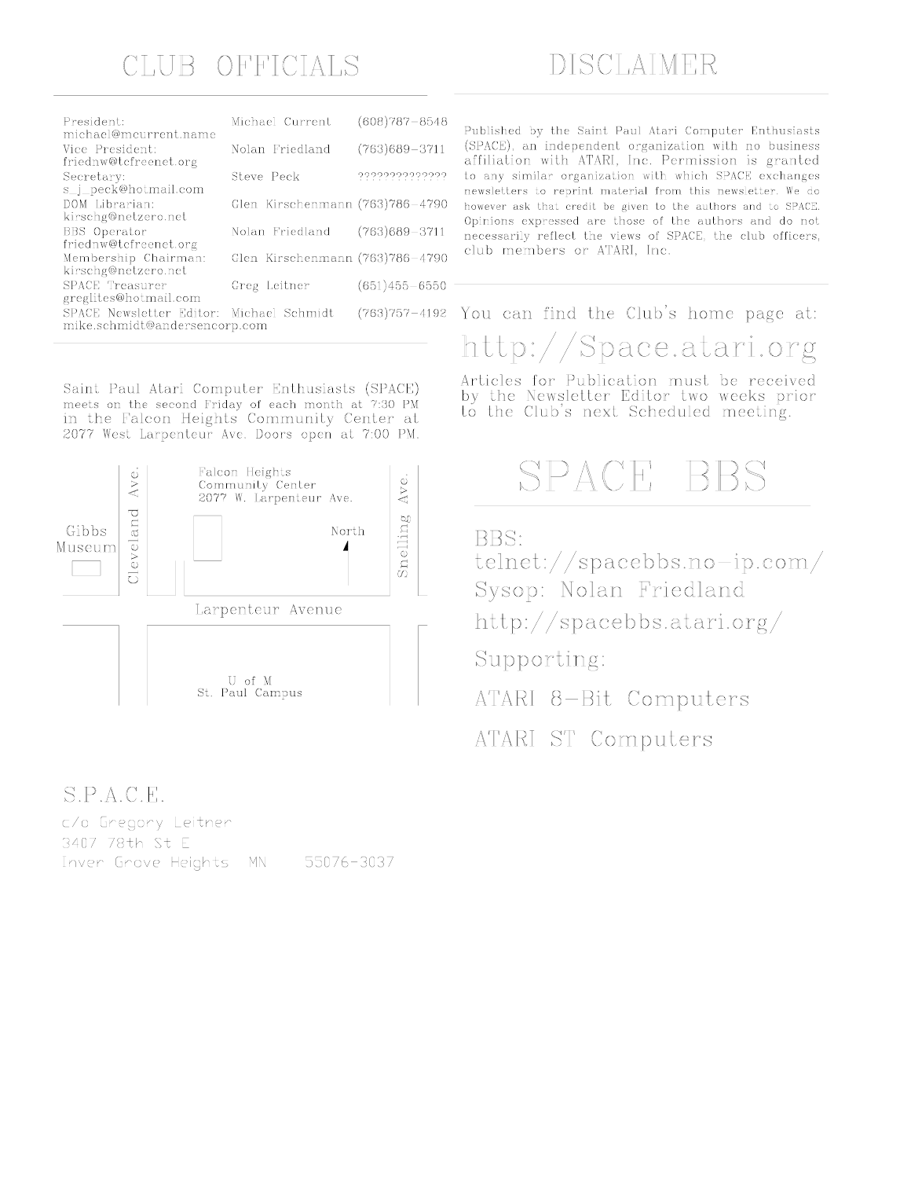# CLUB OFFICIALS

| | | |
|---|---|---|
| President: michael@mcurrent.name | Michael Current | (608)787-8548 |
| Vice President: friednw@tcfreenet.org | Nolan Friedland | (763)689-3711 |
| Secretary: s_j_peck@hotmail.com | Steve Peck | ?????????????? |
| DOM Librarian: kirschg@netzero.net | Glen Kirschenmann | (763)786-4790 |
| BBS Operator friednw@tcfreenet.org | Nolan Friedland | (763)689-3711 |
| Membership Chairman: kirschg@netzero.net | Glen Kirschenmann | (763)786-4790 |
| SPACE Treasurer greglites@hotmail.com | Greg Leitner | (651)455-6550 |
| SPACE Newsletter Editor: mike.schmidt@andersencorp.com | Michael Schmidt | (763)757-4192 |

Saint Paul Atari Computer Enthusiasts (SPACE) meets on the second Friday of each month at 7:30 PM in the Falcon Heights Community Center at 2077 West Larpenteur Ave. Doors open at 7:00 PM.

Falcon Heights Community Center 2077 W. Larpenteur Ave.

Gibbs Museum

Cleveland Ave.

Snelling Ave.

North

Larpenteur Avenue

U of M St. Paul Campus

# DISCLAIMER

Published by the Saint Paul Atari Computer Enthusiasts (SPACE), an independent organization with no business affiliation with ATARI, Inc. Permission is granted to any similar organization with which SPACE exchanges newsletters to reprint material from this newsletter. We do however ask that credit be given to the authors and to SPACE. Opinions expressed are those of the authors and do not necessarily reflect the views of SPACE, the club officers, club members or ATARI, Inc.

You can find the Club's home page at:

http://Space.atari.org

Articles for Publication must be received by the Newsletter Editor two weeks prior to the Club's next Scheduled meeting.

# SPACE BBS

BBS:
telnet://spacebbs.no-ip.com/
Sysop: Nolan Friedland
http://spacebbs.atari.org/

Supporting:

ATARI 8-Bit Computers

ATARI ST Computers

S.P.A.C.E.
c/o Gregory Leitner
3407 78th St E
Inver Grove Heights MN 55076-3037